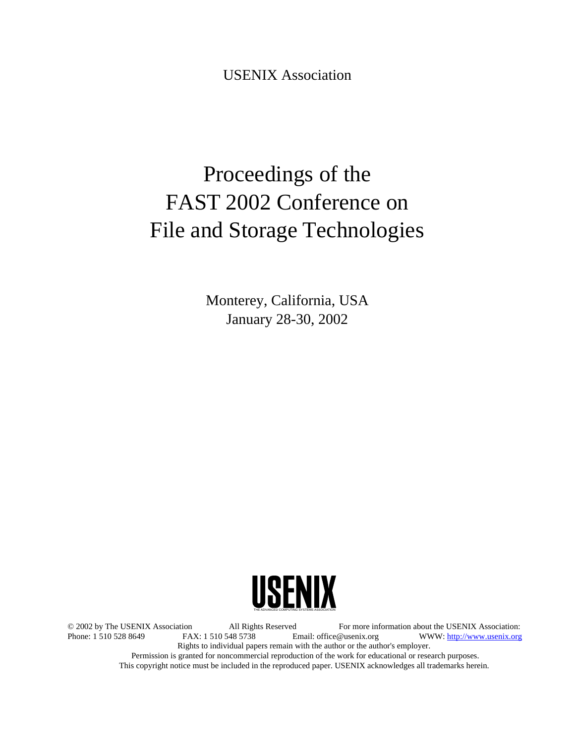USENIX Association

# Proceedings of the FAST 2002 Conference on File and Storage Technologies

Monterey, California, USA
January 28-30, 2002

USENIX
THE ADVANCED COMPUTING SYSTEMS ASSOCIATION

© 2002 by The USENIX Association All Rights Reserved For more information about the USENIX Association:
Phone: 1 510 528 8649 FAX: 1 510 548 5738 Email: office@usenix.org WWW: http://www.usenix.org
Rights to individual papers remain with the author or the author's employer.
Permission is granted for noncommercial reproduction of the work for educational or research purposes.
This copyright notice must be included in the reproduced paper. USENIX acknowledges all trademarks herein.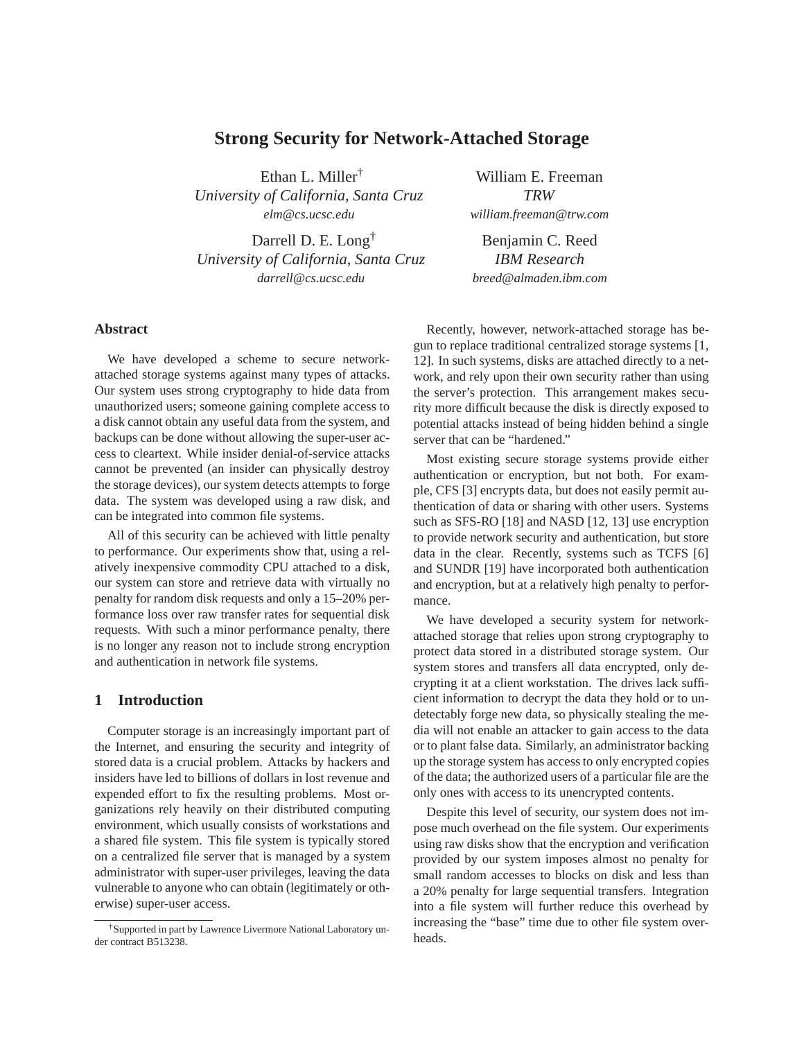# Strong Security for Network-Attached Storage

Ethan L. Miller[†]
*University of California, Santa Cruz*
*elm@cs.ucsc.edu*

William E. Freeman
*TRW*
*william.freeman@trw.com*

Darrell D. E. Long[†]
*University of California, Santa Cruz*
*darrell@cs.ucsc.edu*

Benjamin C. Reed
*IBM Research*
*breed@almaden.ibm.com*

## Abstract

We have developed a scheme to secure network-attached storage systems against many types of attacks. Our system uses strong cryptography to hide data from unauthorized users; someone gaining complete access to a disk cannot obtain any useful data from the system, and backups can be done without allowing the super-user access to cleartext. While insider denial-of-service attacks cannot be prevented (an insider can physically destroy the storage devices), our system detects attempts to forge data. The system was developed using a raw disk, and can be integrated into common file systems.

All of this security can be achieved with little penalty to performance. Our experiments show that, using a relatively inexpensive commodity CPU attached to a disk, our system can store and retrieve data with virtually no penalty for random disk requests and only a 15–20% performance loss over raw transfer rates for sequential disk requests. With such a minor performance penalty, there is no longer any reason not to include strong encryption and authentication in network file systems.

## 1 Introduction

Computer storage is an increasingly important part of the Internet, and ensuring the security and integrity of stored data is a crucial problem. Attacks by hackers and insiders have led to billions of dollars in lost revenue and expended effort to fix the resulting problems. Most organizations rely heavily on their distributed computing environment, which usually consists of workstations and a shared file system. This file system is typically stored on a centralized file server that is managed by a system administrator with super-user privileges, leaving the data vulnerable to anyone who can obtain (legitimately or otherwise) super-user access.

Recently, however, network-attached storage has begun to replace traditional centralized storage systems [1, 12]. In such systems, disks are attached directly to a network, and rely upon their own security rather than using the server's protection. This arrangement makes security more difficult because the disk is directly exposed to potential attacks instead of being hidden behind a single server that can be "hardened."

Most existing secure storage systems provide either authentication or encryption, but not both. For example, CFS [3] encrypts data, but does not easily permit authentication of data or sharing with other users. Systems such as SFS-RO [18] and NASD [12, 13] use encryption to provide network security and authentication, but store data in the clear. Recently, systems such as TCFS [6] and SUNDR [19] have incorporated both authentication and encryption, but at a relatively high penalty to performance.

We have developed a security system for network-attached storage that relies upon strong cryptography to protect data stored in a distributed storage system. Our system stores and transfers all data encrypted, only decrypting it at a client workstation. The drives lack sufficient information to decrypt the data they hold or to undetectably forge new data, so physically stealing the media will not enable an attacker to gain access to the data or to plant false data. Similarly, an administrator backing up the storage system has access to only encrypted copies of the data; the authorized users of a particular file are the only ones with access to its unencrypted contents.

Despite this level of security, our system does not impose much overhead on the file system. Our experiments using raw disks show that the encryption and verification provided by our system imposes almost no penalty for small random accesses to blocks on disk and less than a 20% penalty for large sequential transfers. Integration into a file system will further reduce this overhead by increasing the "base" time due to other file system overheads.

[†] Supported in part by Lawrence Livermore National Laboratory under contract B513238.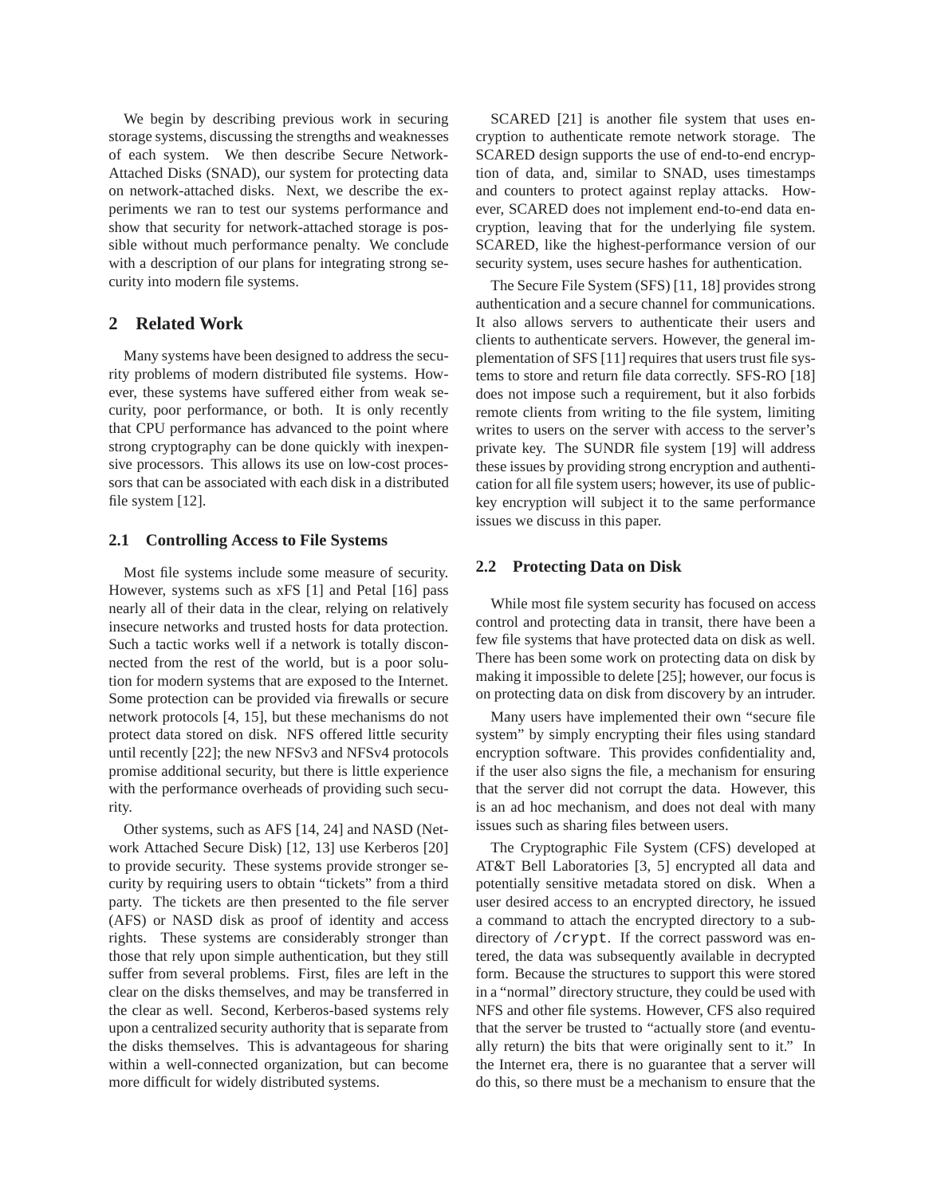We begin by describing previous work in securing storage systems, discussing the strengths and weaknesses of each system. We then describe Secure Network-Attached Disks (SNAD), our system for protecting data on network-attached disks. Next, we describe the experiments we ran to test our systems performance and show that security for network-attached storage is possible without much performance penalty. We conclude with a description of our plans for integrating strong security into modern file systems.

## 2 Related Work

Many systems have been designed to address the security problems of modern distributed file systems. However, these systems have suffered either from weak security, poor performance, or both. It is only recently that CPU performance has advanced to the point where strong cryptography can be done quickly with inexpensive processors. This allows its use on low-cost processors that can be associated with each disk in a distributed file system [12].

### 2.1 Controlling Access to File Systems

Most file systems include some measure of security. However, systems such as xFS [1] and Petal [16] pass nearly all of their data in the clear, relying on relatively insecure networks and trusted hosts for data protection. Such a tactic works well if a network is totally disconnected from the rest of the world, but is a poor solution for modern systems that are exposed to the Internet. Some protection can be provided via firewalls or secure network protocols [4, 15], but these mechanisms do not protect data stored on disk. NFS offered little security until recently [22]; the new NFSv3 and NFSv4 protocols promise additional security, but there is little experience with the performance overheads of providing such security.

Other systems, such as AFS [14, 24] and NASD (Network Attached Secure Disk) [12, 13] use Kerberos [20] to provide security. These systems provide stronger security by requiring users to obtain "tickets" from a third party. The tickets are then presented to the file server (AFS) or NASD disk as proof of identity and access rights. These systems are considerably stronger than those that rely upon simple authentication, but they still suffer from several problems. First, files are left in the clear on the disks themselves, and may be transferred in the clear as well. Second, Kerberos-based systems rely upon a centralized security authority that is separate from the disks themselves. This is advantageous for sharing within a well-connected organization, but can become more difficult for widely distributed systems.

SCARED [21] is another file system that uses encryption to authenticate remote network storage. The SCARED design supports the use of end-to-end encryption of data, and, similar to SNAD, uses timestamps and counters to protect against replay attacks. However, SCARED does not implement end-to-end data encryption, leaving that for the underlying file system. SCARED, like the highest-performance version of our security system, uses secure hashes for authentication.

The Secure File System (SFS) [11, 18] provides strong authentication and a secure channel for communications. It also allows servers to authenticate their users and clients to authenticate servers. However, the general implementation of SFS [11] requires that users trust file systems to store and return file data correctly. SFS-RO [18] does not impose such a requirement, but it also forbids remote clients from writing to the file system, limiting writes to users on the server with access to the server's private key. The SUNDR file system [19] will address these issues by providing strong encryption and authentication for all file system users; however, its use of public-key encryption will subject it to the same performance issues we discuss in this paper.

### 2.2 Protecting Data on Disk

While most file system security has focused on access control and protecting data in transit, there have been a few file systems that have protected data on disk as well. There has been some work on protecting data on disk by making it impossible to delete [25]; however, our focus is on protecting data on disk from discovery by an intruder.

Many users have implemented their own "secure file system" by simply encrypting their files using standard encryption software. This provides confidentiality and, if the user also signs the file, a mechanism for ensuring that the server did not corrupt the data. However, this is an ad hoc mechanism, and does not deal with many issues such as sharing files between users.

The Cryptographic File System (CFS) developed at AT&T Bell Laboratories [3, 5] encrypted all data and potentially sensitive metadata stored on disk. When a user desired access to an encrypted directory, he issued a command to attach the encrypted directory to a subdirectory of `/crypt`. If the correct password was entered, the data was subsequently available in decrypted form. Because the structures to support this were stored in a "normal" directory structure, they could be used with NFS and other file systems. However, CFS also required that the server be trusted to "actually store (and eventually return) the bits that were originally sent to it." In the Internet era, there is no guarantee that a server will do this, so there must be a mechanism to ensure that the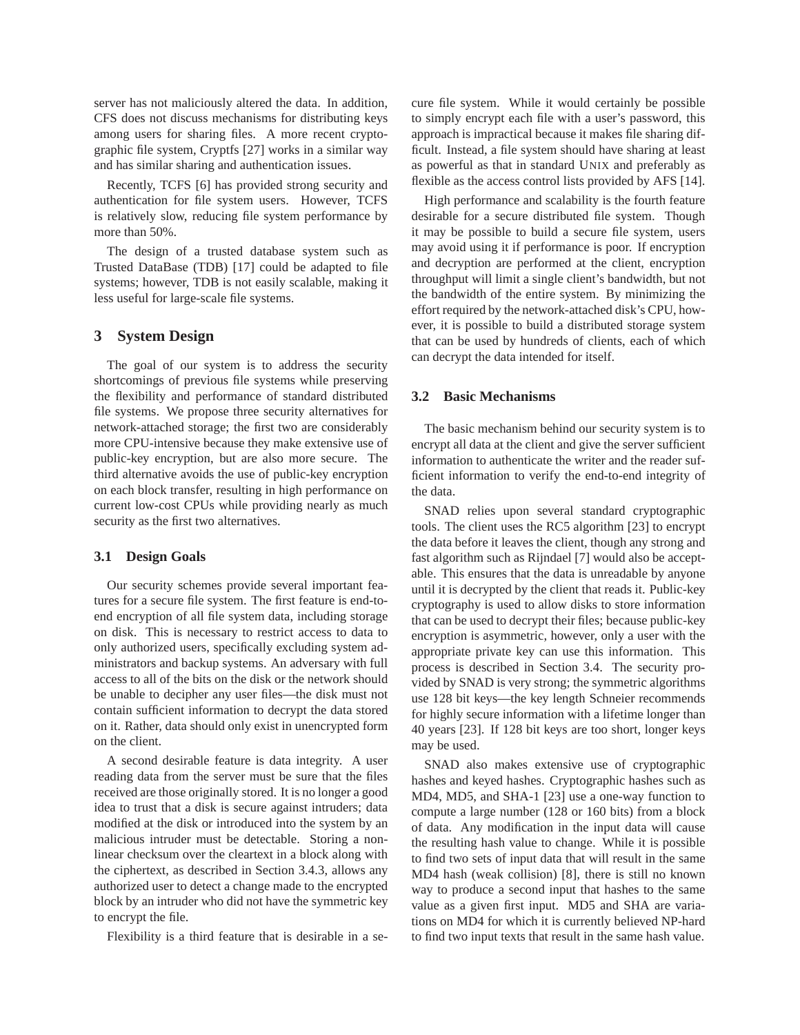server has not maliciously altered the data. In addition, CFS does not discuss mechanisms for distributing keys among users for sharing files. A more recent cryptographic file system, Cryptfs [27] works in a similar way and has similar sharing and authentication issues.

Recently, TCFS [6] has provided strong security and authentication for file system users. However, TCFS is relatively slow, reducing file system performance by more than 50%.

The design of a trusted database system such as Trusted DataBase (TDB) [17] could be adapted to file systems; however, TDB is not easily scalable, making it less useful for large-scale file systems.

## 3 System Design

The goal of our system is to address the security shortcomings of previous file systems while preserving the flexibility and performance of standard distributed file systems. We propose three security alternatives for network-attached storage; the first two are considerably more CPU-intensive because they make extensive use of public-key encryption, but are also more secure. The third alternative avoids the use of public-key encryption on each block transfer, resulting in high performance on current low-cost CPUs while providing nearly as much security as the first two alternatives.

### 3.1 Design Goals

Our security schemes provide several important features for a secure file system. The first feature is end-to-end encryption of all file system data, including storage on disk. This is necessary to restrict access to data to only authorized users, specifically excluding system administrators and backup systems. An adversary with full access to all of the bits on the disk or the network should be unable to decipher any user files—the disk must not contain sufficient information to decrypt the data stored on it. Rather, data should only exist in unencrypted form on the client.

A second desirable feature is data integrity. A user reading data from the server must be sure that the files received are those originally stored. It is no longer a good idea to trust that a disk is secure against intruders; data modified at the disk or introduced into the system by an malicious intruder must be detectable. Storing a non-linear checksum over the cleartext in a block along with the ciphertext, as described in Section 3.4.3, allows any authorized user to detect a change made to the encrypted block by an intruder who did not have the symmetric key to encrypt the file.

Flexibility is a third feature that is desirable in a secure file system. While it would certainly be possible to simply encrypt each file with a user's password, this approach is impractical because it makes file sharing difficult. Instead, a file system should have sharing at least as powerful as that in standard UNIX and preferably as flexible as the access control lists provided by AFS [14].

High performance and scalability is the fourth feature desirable for a secure distributed file system. Though it may be possible to build a secure file system, users may avoid using it if performance is poor. If encryption and decryption are performed at the client, encryption throughput will limit a single client's bandwidth, but not the bandwidth of the entire system. By minimizing the effort required by the network-attached disk's CPU, however, it is possible to build a distributed storage system that can be used by hundreds of clients, each of which can decrypt the data intended for itself.

### 3.2 Basic Mechanisms

The basic mechanism behind our security system is to encrypt all data at the client and give the server sufficient information to authenticate the writer and the reader sufficient information to verify the end-to-end integrity of the data.

SNAD relies upon several standard cryptographic tools. The client uses the RC5 algorithm [23] to encrypt the data before it leaves the client, though any strong and fast algorithm such as Rijndael [7] would also be acceptable. This ensures that the data is unreadable by anyone until it is decrypted by the client that reads it. Public-key cryptography is used to allow disks to store information that can be used to decrypt their files; because public-key encryption is asymmetric, however, only a user with the appropriate private key can use this information. This process is described in Section 3.4. The security provided by SNAD is very strong; the symmetric algorithms use 128 bit keys—the key length Schneier recommends for highly secure information with a lifetime longer than 40 years [23]. If 128 bit keys are too short, longer keys may be used.

SNAD also makes extensive use of cryptographic hashes and keyed hashes. Cryptographic hashes such as MD4, MD5, and SHA-1 [23] use a one-way function to compute a large number (128 or 160 bits) from a block of data. Any modification in the input data will cause the resulting hash value to change. While it is possible to find two sets of input data that will result in the same MD4 hash (weak collision) [8], there is still no known way to produce a second input that hashes to the same value as a given first input. MD5 and SHA are variations on MD4 for which it is currently believed NP-hard to find two input texts that result in the same hash value.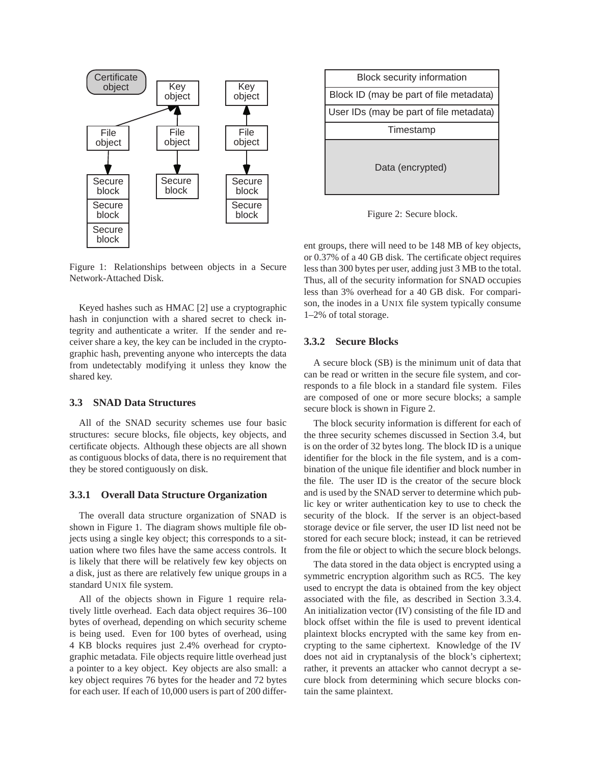Figure 1: Relationships between objects in a Secure Network-Attached Disk.

Keyed hashes such as HMAC [2] use a cryptographic hash in conjunction with a shared secret to check integrity and authenticate a writer. If the sender and receiver share a key, the key can be included in the cryptographic hash, preventing anyone who intercepts the data from undetectably modifying it unless they know the shared key.

### 3.3 SNAD Data Structures

All of the SNAD security schemes use four basic structures: secure blocks, file objects, key objects, and certificate objects. Although these objects are all shown as contiguous blocks of data, there is no requirement that they be stored contiguously on disk.

#### 3.3.1 Overall Data Structure Organization

The overall data structure organization of SNAD is shown in Figure 1. The diagram shows multiple file objects using a single key object; this corresponds to a situation where two files have the same access controls. It is likely that there will be relatively few key objects on a disk, just as there are relatively few unique groups in a standard UNIX file system.

All of the objects shown in Figure 1 require relatively little overhead. Each data object requires 36–100 bytes of overhead, depending on which security scheme is being used. Even for 100 bytes of overhead, using 4 KB blocks requires just 2.4% overhead for cryptographic metadata. File objects require little overhead just a pointer to a key object. Key objects are also small: a key object requires 76 bytes for the header and 72 bytes for each user. If each of 10,000 users is part of 200 different groups, there will need to be 148 MB of key objects, or 0.37% of a 40 GB disk. The certificate object requires less than 300 bytes per user, adding just 3 MB to the total. Thus, all of the security information for SNAD occupies less than 3% overhead for a 40 GB disk. For comparison, the inodes in a UNIX file system typically consume 1–2% of total storage.

| Block security information |
|---|
| Block ID (may be part of file metadata) |
| User IDs (may be part of file metadata) |
| Timestamp |
| Data (encrypted) |

Figure 2: Secure block.

#### 3.3.2 Secure Blocks

A secure block (SB) is the minimum unit of data that can be read or written in the secure file system, and corresponds to a file block in a standard file system. Files are composed of one or more secure blocks; a sample secure block is shown in Figure 2.

The block security information is different for each of the three security schemes discussed in Section 3.4, but is on the order of 32 bytes long. The block ID is a unique identifier for the block in the file system, and is a combination of the unique file identifier and block number in the file. The user ID is the creator of the secure block and is used by the SNAD server to determine which public key or writer authentication key to use to check the security of the block. If the server is an object-based storage device or file server, the user ID list need not be stored for each secure block; instead, it can be retrieved from the file or object to which the secure block belongs.

The data stored in the data object is encrypted using a symmetric encryption algorithm such as RC5. The key used to encrypt the data is obtained from the key object associated with the file, as described in Section 3.3.4. An initialization vector (IV) consisting of the file ID and block offset within the file is used to prevent identical plaintext blocks encrypted with the same key from encrypting to the same ciphertext. Knowledge of the IV does not aid in cryptanalysis of the block's ciphertext; rather, it prevents an attacker who cannot decrypt a secure block from determining which secure blocks contain the same plaintext.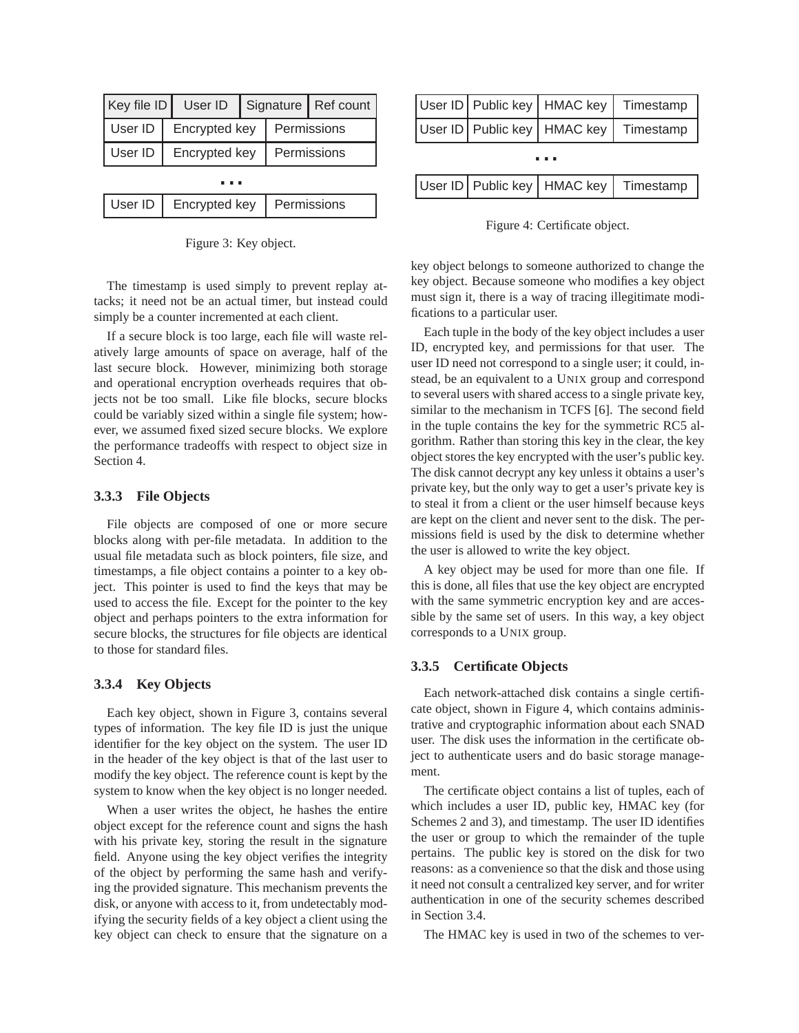| Key file ID | User ID | Signature | Ref count |
|---|---|---|---|
| User ID | Encrypted key | Permissions | |
| User ID | Encrypted key | Permissions | |
| ... | | | |
| User ID | Encrypted key | Permissions | |

Figure 3: Key object.

| User ID | Public key | HMAC key | Timestamp |
|---|---|---|---|
| User ID | Public key | HMAC key | Timestamp |
| ... | | | |
| User ID | Public key | HMAC key | Timestamp |

Figure 4: Certificate object.

The timestamp is used simply to prevent replay attacks; it need not be an actual timer, but instead could simply be a counter incremented at each client.

If a secure block is too large, each file will waste relatively large amounts of space on average, half of the last secure block. However, minimizing both storage and operational encryption overheads requires that objects not be too small. Like file blocks, secure blocks could be variably sized within a single file system; however, we assumed fixed sized secure blocks. We explore the performance tradeoffs with respect to object size in Section 4.

### 3.3.3 File Objects

File objects are composed of one or more secure blocks along with per-file metadata. In addition to the usual file metadata such as block pointers, file size, and timestamps, a file object contains a pointer to a key object. This pointer is used to find the keys that may be used to access the file. Except for the pointer to the key object and perhaps pointers to the extra information for secure blocks, the structures for file objects are identical to those for standard files.

### 3.3.4 Key Objects

Each key object, shown in Figure 3, contains several types of information. The key file ID is just the unique identifier for the key object on the system. The user ID in the header of the key object is that of the last user to modify the key object. The reference count is kept by the system to know when the key object is no longer needed.

When a user writes the object, he hashes the entire object except for the reference count and signs the hash with his private key, storing the result in the signature field. Anyone using the key object verifies the integrity of the object by performing the same hash and verifying the provided signature. This mechanism prevents the disk, or anyone with access to it, from undetectably modifying the security fields of a key object a client using the key object can check to ensure that the signature on a key object belongs to someone authorized to change the key object. Because someone who modifies a key object must sign it, there is a way of tracing illegitimate modifications to a particular user.

Each tuple in the body of the key object includes a user ID, encrypted key, and permissions for that user. The user ID need not correspond to a single user; it could, instead, be an equivalent to a UNIX group and correspond to several users with shared access to a single private key, similar to the mechanism in TCFS [6]. The second field in the tuple contains the key for the symmetric RC5 algorithm. Rather than storing this key in the clear, the key object stores the key encrypted with the user's public key. The disk cannot decrypt any key unless it obtains a user's private key, but the only way to get a user's private key is to steal it from a client or the user himself because keys are kept on the client and never sent to the disk. The permissions field is used by the disk to determine whether the user is allowed to write the key object.

A key object may be used for more than one file. If this is done, all files that use the key object are encrypted with the same symmetric encryption key and are accessible by the same set of users. In this way, a key object corresponds to a UNIX group.

### 3.3.5 Certificate Objects

Each network-attached disk contains a single certificate object, shown in Figure 4, which contains administrative and cryptographic information about each SNAD user. The disk uses the information in the certificate object to authenticate users and do basic storage management.

The certificate object contains a list of tuples, each of which includes a user ID, public key, HMAC key (for Schemes 2 and 3), and timestamp. The user ID identifies the user or group to which the remainder of the tuple pertains. The public key is stored on the disk for two reasons: as a convenience so that the disk and those using it need not consult a centralized key server, and for writer authentication in one of the security schemes described in Section 3.4.

The HMAC key is used in two of the schemes to ver-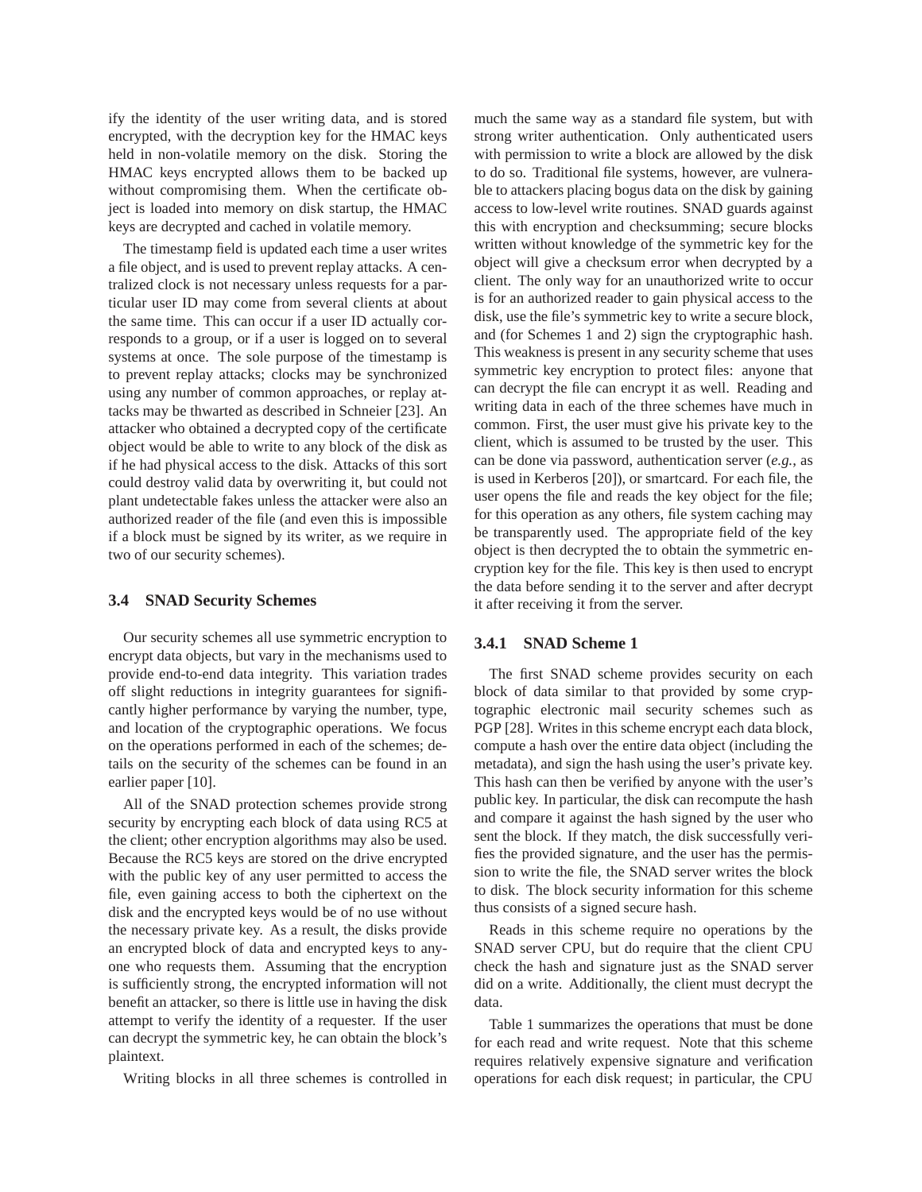ify the identity of the user writing data, and is stored encrypted, with the decryption key for the HMAC keys held in non-volatile memory on the disk. Storing the HMAC keys encrypted allows them to be backed up without compromising them. When the certificate object is loaded into memory on disk startup, the HMAC keys are decrypted and cached in volatile memory.

The timestamp field is updated each time a user writes a file object, and is used to prevent replay attacks. A centralized clock is not necessary unless requests for a particular user ID may come from several clients at about the same time. This can occur if a user ID actually corresponds to a group, or if a user is logged on to several systems at once. The sole purpose of the timestamp is to prevent replay attacks; clocks may be synchronized using any number of common approaches, or replay attacks may be thwarted as described in Schneier [23]. An attacker who obtained a decrypted copy of the certificate object would be able to write to any block of the disk as if he had physical access to the disk. Attacks of this sort could destroy valid data by overwriting it, but could not plant undetectable fakes unless the attacker were also an authorized reader of the file (and even this is impossible if a block must be signed by its writer, as we require in two of our security schemes).

### 3.4 SNAD Security Schemes

Our security schemes all use symmetric encryption to encrypt data objects, but vary in the mechanisms used to provide end-to-end data integrity. This variation trades off slight reductions in integrity guarantees for significantly higher performance by varying the number, type, and location of the cryptographic operations. We focus on the operations performed in each of the schemes; details on the security of the schemes can be found in an earlier paper [10].

All of the SNAD protection schemes provide strong security by encrypting each block of data using RC5 at the client; other encryption algorithms may also be used. Because the RC5 keys are stored on the drive encrypted with the public key of any user permitted to access the file, even gaining access to both the ciphertext on the disk and the encrypted keys would be of no use without the necessary private key. As a result, the disks provide an encrypted block of data and encrypted keys to anyone who requests them. Assuming that the encryption is sufficiently strong, the encrypted information will not benefit an attacker, so there is little use in having the disk attempt to verify the identity of a requester. If the user can decrypt the symmetric key, he can obtain the block's plaintext.

Writing blocks in all three schemes is controlled in much the same way as a standard file system, but with strong writer authentication. Only authenticated users with permission to write a block are allowed by the disk to do so. Traditional file systems, however, are vulnerable to attackers placing bogus data on the disk by gaining access to low-level write routines. SNAD guards against this with encryption and checksumming; secure blocks written without knowledge of the symmetric key for the object will give a checksum error when decrypted by a client. The only way for an unauthorized write to occur is for an authorized reader to gain physical access to the disk, use the file's symmetric key to write a secure block, and (for Schemes 1 and 2) sign the cryptographic hash. This weakness is present in any security scheme that uses symmetric key encryption to protect files: anyone that can decrypt the file can encrypt it as well. Reading and writing data in each of the three schemes have much in common. First, the user must give his private key to the client, which is assumed to be trusted by the user. This can be done via password, authentication server (*e.g.*, as is used in Kerberos [20]), or smartcard. For each file, the user opens the file and reads the key object for the file; for this operation as any others, file system caching may be transparently used. The appropriate field of the key object is then decrypted the to obtain the symmetric encryption key for the file. This key is then used to encrypt the data before sending it to the server and after decrypt it after receiving it from the server.

#### 3.4.1 SNAD Scheme 1

The first SNAD scheme provides security on each block of data similar to that provided by some cryptographic electronic mail security schemes such as PGP [28]. Writes in this scheme encrypt each data block, compute a hash over the entire data object (including the metadata), and sign the hash using the user's private key. This hash can then be verified by anyone with the user's public key. In particular, the disk can recompute the hash and compare it against the hash signed by the user who sent the block. If they match, the disk successfully verifies the provided signature, and the user has the permission to write the file, the SNAD server writes the block to disk. The block security information for this scheme thus consists of a signed secure hash.

Reads in this scheme require no operations by the SNAD server CPU, but do require that the client CPU check the hash and signature just as the SNAD server did on a write. Additionally, the client must decrypt the data.

Table 1 summarizes the operations that must be done for each read and write request. Note that this scheme requires relatively expensive signature and verification operations for each disk request; in particular, the CPU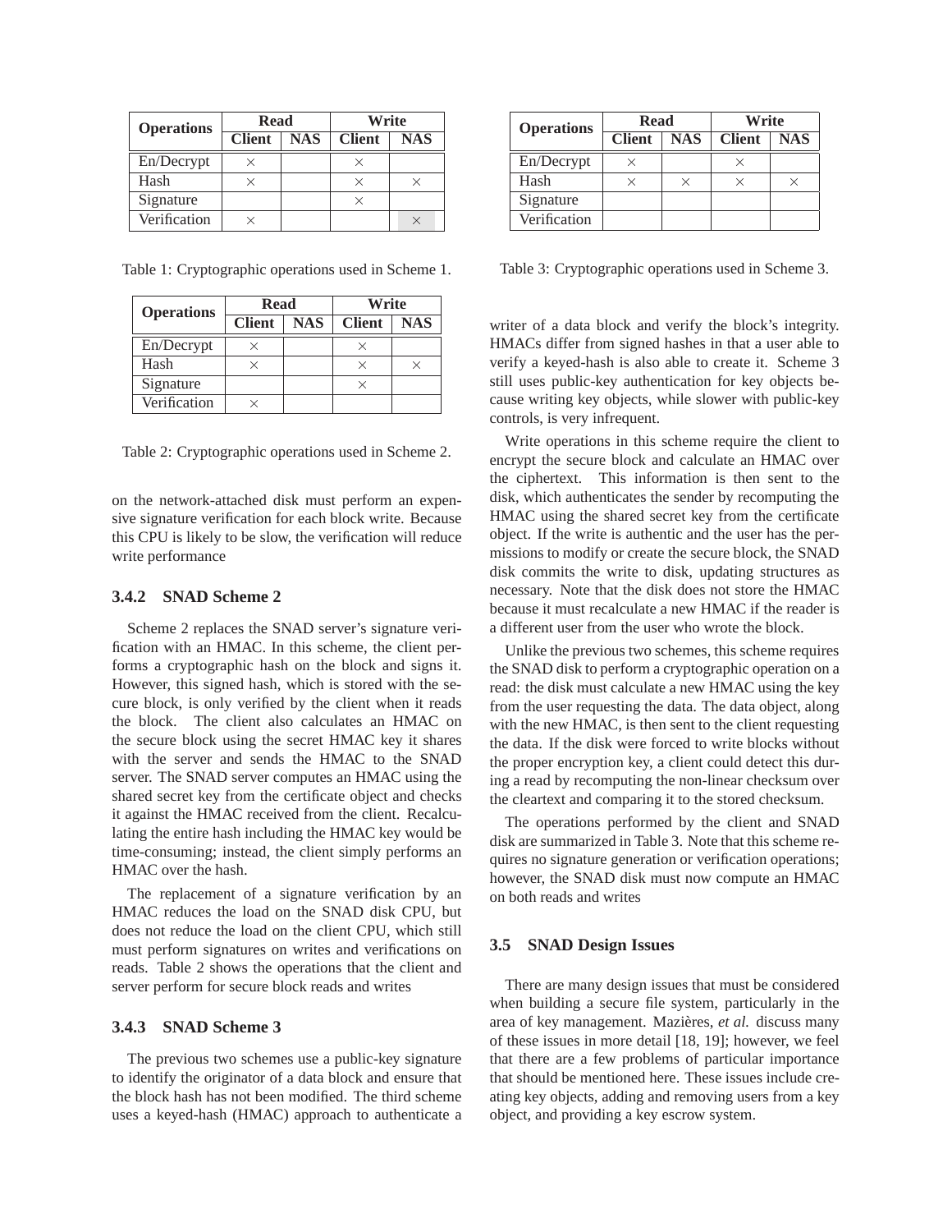| Operations | Read | | Write | |
|---|---|---|---|---|
| | Client | NAS | Client | NAS |
| En/Decrypt | × | | × | |
| Hash | × | | × | × |
| Signature | | | × | |
| Verification | × | | | × |

Table 1: Cryptographic operations used in Scheme 1.

| Operations | Read | | Write | |
|---|---|---|---|---|
| | Client | NAS | Client | NAS |
| En/Decrypt | × | | × | |
| Hash | × | | × | × |
| Signature | | | × | |
| Verification | × | | | |

Table 2: Cryptographic operations used in Scheme 2.

on the network-attached disk must perform an expensive signature verification for each block write. Because this CPU is likely to be slow, the verification will reduce write performance

### 3.4.2 SNAD Scheme 2

Scheme 2 replaces the SNAD server's signature verification with an HMAC. In this scheme, the client performs a cryptographic hash on the block and signs it. However, this signed hash, which is stored with the secure block, is only verified by the client when it reads the block. The client also calculates an HMAC on the secure block using the secret HMAC key it shares with the server and sends the HMAC to the SNAD server. The SNAD server computes an HMAC using the shared secret key from the certificate object and checks it against the HMAC received from the client. Recalculating the entire hash including the HMAC key would be time-consuming; instead, the client simply performs an HMAC over the hash.

The replacement of a signature verification by an HMAC reduces the load on the SNAD disk CPU, but does not reduce the load on the client CPU, which still must perform signatures on writes and verifications on reads. Table 2 shows the operations that the client and server perform for secure block reads and writes

### 3.4.3 SNAD Scheme 3

The previous two schemes use a public-key signature to identify the originator of a data block and ensure that the block hash has not been modified. The third scheme uses a keyed-hash (HMAC) approach to authenticate a writer of a data block and verify the block's integrity. HMACs differ from signed hashes in that a user able to verify a keyed-hash is also able to create it. Scheme 3 still uses public-key authentication for key objects because writing key objects, while slower with public-key controls, is very infrequent.

| Operations | Read | | Write | |
|---|---|---|---|---|
| | Client | NAS | Client | NAS |
| En/Decrypt | × | | × | |
| Hash | × | × | × | × |
| Signature | | | | |
| Verification | | | | |

Table 3: Cryptographic operations used in Scheme 3.

Write operations in this scheme require the client to encrypt the secure block and calculate an HMAC over the ciphertext. This information is then sent to the disk, which authenticates the sender by recomputing the HMAC using the shared secret key from the certificate object. If the write is authentic and the user has the permissions to modify or create the secure block, the SNAD disk commits the write to disk, updating structures as necessary. Note that the disk does not store the HMAC because it must recalculate a new HMAC if the reader is a different user from the user who wrote the block.

Unlike the previous two schemes, this scheme requires the SNAD disk to perform a cryptographic operation on a read: the disk must calculate a new HMAC using the key from the user requesting the data. The data object, along with the new HMAC, is then sent to the client requesting the data. If the disk were forced to write blocks without the proper encryption key, a client could detect this during a read by recomputing the non-linear checksum over the cleartext and comparing it to the stored checksum.

The operations performed by the client and SNAD disk are summarized in Table 3. Note that this scheme requires no signature generation or verification operations; however, the SNAD disk must now compute an HMAC on both reads and writes

## 3.5 SNAD Design Issues

There are many design issues that must be considered when building a secure file system, particularly in the area of key management. Mazières, *et al.* discuss many of these issues in more detail [18, 19]; however, we feel that there are a few problems of particular importance that should be mentioned here. These issues include creating key objects, adding and removing users from a key object, and providing a key escrow system.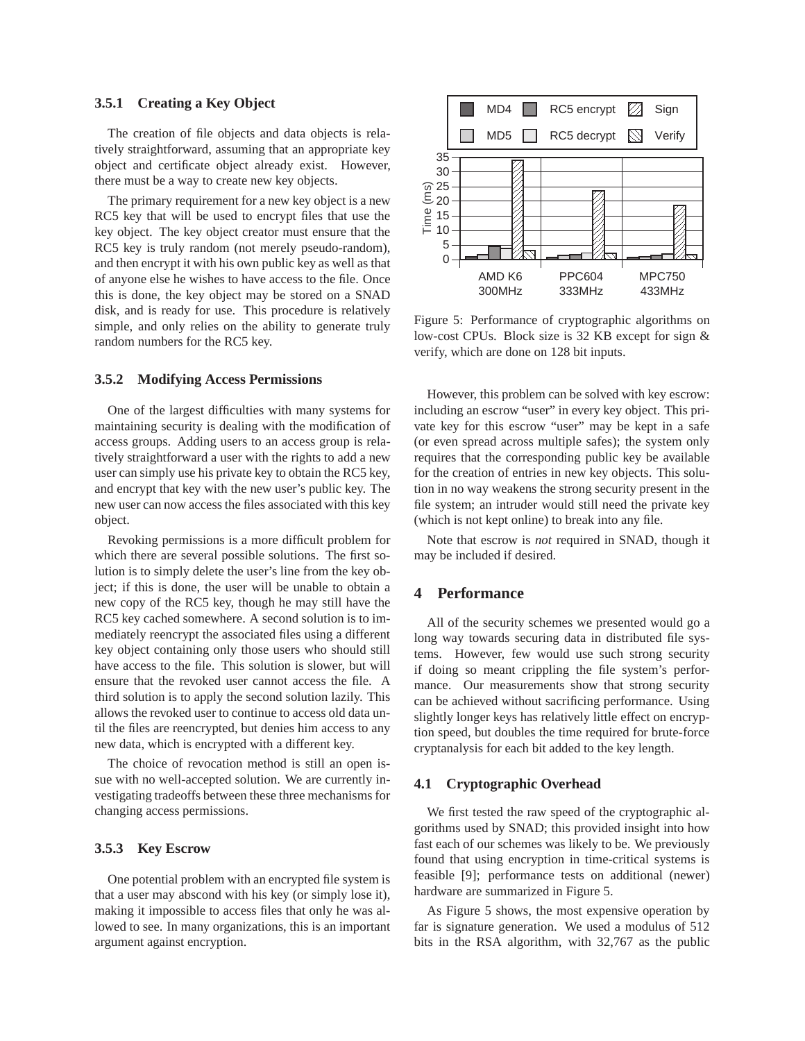### 3.5.1 Creating a Key Object

The creation of file objects and data objects is relatively straightforward, assuming that an appropriate key object and certificate object already exist. However, there must be a way to create new key objects.

The primary requirement for a new key object is a new RC5 key that will be used to encrypt files that use the key object. The key object creator must ensure that the RC5 key is truly random (not merely pseudo-random), and then encrypt it with his own public key as well as that of anyone else he wishes to have access to the file. Once this is done, the key object may be stored on a SNAD disk, and is ready for use. This procedure is relatively simple, and only relies on the ability to generate truly random numbers for the RC5 key.

### 3.5.2 Modifying Access Permissions

One of the largest difficulties with many systems for maintaining security is dealing with the modification of access groups. Adding users to an access group is relatively straightforward a user with the rights to add a new user can simply use his private key to obtain the RC5 key, and encrypt that key with the new user's public key. The new user can now access the files associated with this key object.

Revoking permissions is a more difficult problem for which there are several possible solutions. The first solution is to simply delete the user's line from the key object; if this is done, the user will be unable to obtain a new copy of the RC5 key, though he may still have the RC5 key cached somewhere. A second solution is to immediately reencrypt the associated files using a different key object containing only those users who should still have access to the file. This solution is slower, but will ensure that the revoked user cannot access the file. A third solution is to apply the second solution lazily. This allows the revoked user to continue to access old data until the files are reencrypted, but denies him access to any new data, which is encrypted with a different key.

The choice of revocation method is still an open issue with no well-accepted solution. We are currently investigating tradeoffs between these three mechanisms for changing access permissions.

### 3.5.3 Key Escrow

One potential problem with an encrypted file system is that a user may abscond with his key (or simply lose it), making it impossible to access files that only he was allowed to see. In many organizations, this is an important argument against encryption.

Figure 5: Performance of cryptographic algorithms on low-cost CPUs. Block size is 32 KB except for sign & verify, which are done on 128 bit inputs.

However, this problem can be solved with key escrow: including an escrow "user" in every key object. This private key for this escrow "user" may be kept in a safe (or even spread across multiple safes); the system only requires that the corresponding public key be available for the creation of entries in new key objects. This solution in no way weakens the strong security present in the file system; an intruder would still need the private key (which is not kept online) to break into any file.

Note that escrow is *not* required in SNAD, though it may be included if desired.

## 4 Performance

All of the security schemes we presented would go a long way towards securing data in distributed file systems. However, few would use such strong security if doing so meant crippling the file system's performance. Our measurements show that strong security can be achieved without sacrificing performance. Using slightly longer keys has relatively little effect on encryption speed, but doubles the time required for brute-force cryptanalysis for each bit added to the key length.

### 4.1 Cryptographic Overhead

We first tested the raw speed of the cryptographic algorithms used by SNAD; this provided insight into how fast each of our schemes was likely to be. We previously found that using encryption in time-critical systems is feasible [9]; performance tests on additional (newer) hardware are summarized in Figure 5.

As Figure 5 shows, the most expensive operation by far is signature generation. We used a modulus of 512 bits in the RSA algorithm, with 32,767 as the public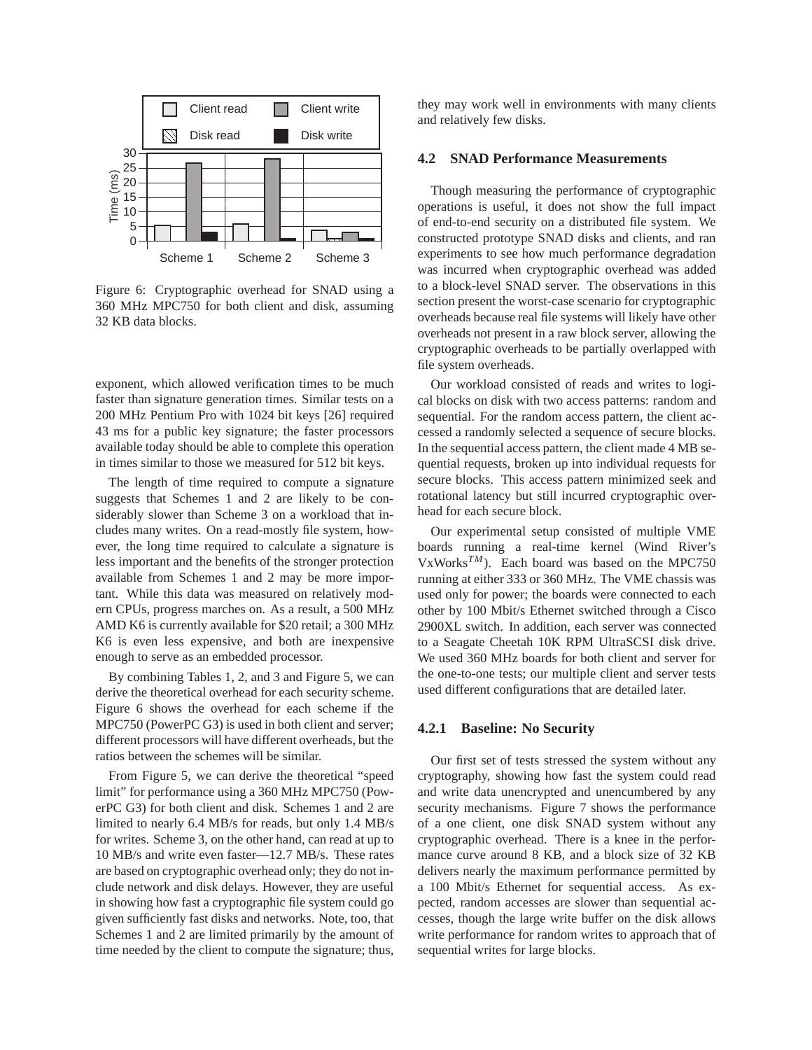Figure 6: Cryptographic overhead for SNAD using a 360 MHz MPC750 for both client and disk, assuming 32 KB data blocks.

exponent, which allowed verification times to be much faster than signature generation times. Similar tests on a 200 MHz Pentium Pro with 1024 bit keys [26] required 43 ms for a public key signature; the faster processors available today should be able to complete this operation in times similar to those we measured for 512 bit keys.

The length of time required to compute a signature suggests that Schemes 1 and 2 are likely to be considerably slower than Scheme 3 on a workload that includes many writes. On a read-mostly file system, however, the long time required to calculate a signature is less important and the benefits of the stronger protection available from Schemes 1 and 2 may be more important. While this data was measured on relatively modern CPUs, progress marches on. As a result, a 500 MHz AMD K6 is currently available for $20 retail; a 300 MHz K6 is even less expensive, and both are inexpensive enough to serve as an embedded processor.

By combining Tables 1, 2, and 3 and Figure 5, we can derive the theoretical overhead for each security scheme. Figure 6 shows the overhead for each scheme if the MPC750 (PowerPC G3) is used in both client and server; different processors will have different overheads, but the ratios between the schemes will be similar.

From Figure 5, we can derive the theoretical "speed limit" for performance using a 360 MHz MPC750 (PowerPC G3) for both client and disk. Schemes 1 and 2 are limited to nearly 6.4 MB/s for reads, but only 1.4 MB/s for writes. Scheme 3, on the other hand, can read at up to 10 MB/s and write even faster—12.7 MB/s. These rates are based on cryptographic overhead only; they do not include network and disk delays. However, they are useful in showing how fast a cryptographic file system could go given sufficiently fast disks and networks. Note, too, that Schemes 1 and 2 are limited primarily by the amount of time needed by the client to compute the signature; thus, they may work well in environments with many clients and relatively few disks.

## 4.2 SNAD Performance Measurements

Though measuring the performance of cryptographic operations is useful, it does not show the full impact of end-to-end security on a distributed file system. We constructed prototype SNAD disks and clients, and ran experiments to see how much performance degradation was incurred when cryptographic overhead was added to a block-level SNAD server. The observations in this section present the worst-case scenario for cryptographic overheads because real file systems will likely have other overheads not present in a raw block server, allowing the cryptographic overheads to be partially overlapped with file system overheads.

Our workload consisted of reads and writes to logical blocks on disk with two access patterns: random and sequential. For the random access pattern, the client accessed a randomly selected a sequence of secure blocks. In the sequential access pattern, the client made 4 MB sequential requests, broken up into individual requests for secure blocks. This access pattern minimized seek and rotational latency but still incurred cryptographic overhead for each secure block.

Our experimental setup consisted of multiple VME boards running a real-time kernel (Wind River's VxWorks$^{TM}$). Each board was based on the MPC750 running at either 333 or 360 MHz. The VME chassis was used only for power; the boards were connected to each other by 100 Mbit/s Ethernet switched through a Cisco 2900XL switch. In addition, each server was connected to a Seagate Cheetah 10K RPM UltraSCSI disk drive. We used 360 MHz boards for both client and server for the one-to-one tests; our multiple client and server tests used different configurations that are detailed later.

### 4.2.1 Baseline: No Security

Our first set of tests stressed the system without any cryptography, showing how fast the system could read and write data unencrypted and unencumbered by any security mechanisms. Figure 7 shows the performance of a one client, one disk SNAD system without any cryptographic overhead. There is a knee in the performance curve around 8 KB, and a block size of 32 KB delivers nearly the maximum performance permitted by a 100 Mbit/s Ethernet for sequential access. As expected, random accesses are slower than sequential accesses, though the large write buffer on the disk allows write performance for random writes to approach that of sequential writes for large blocks.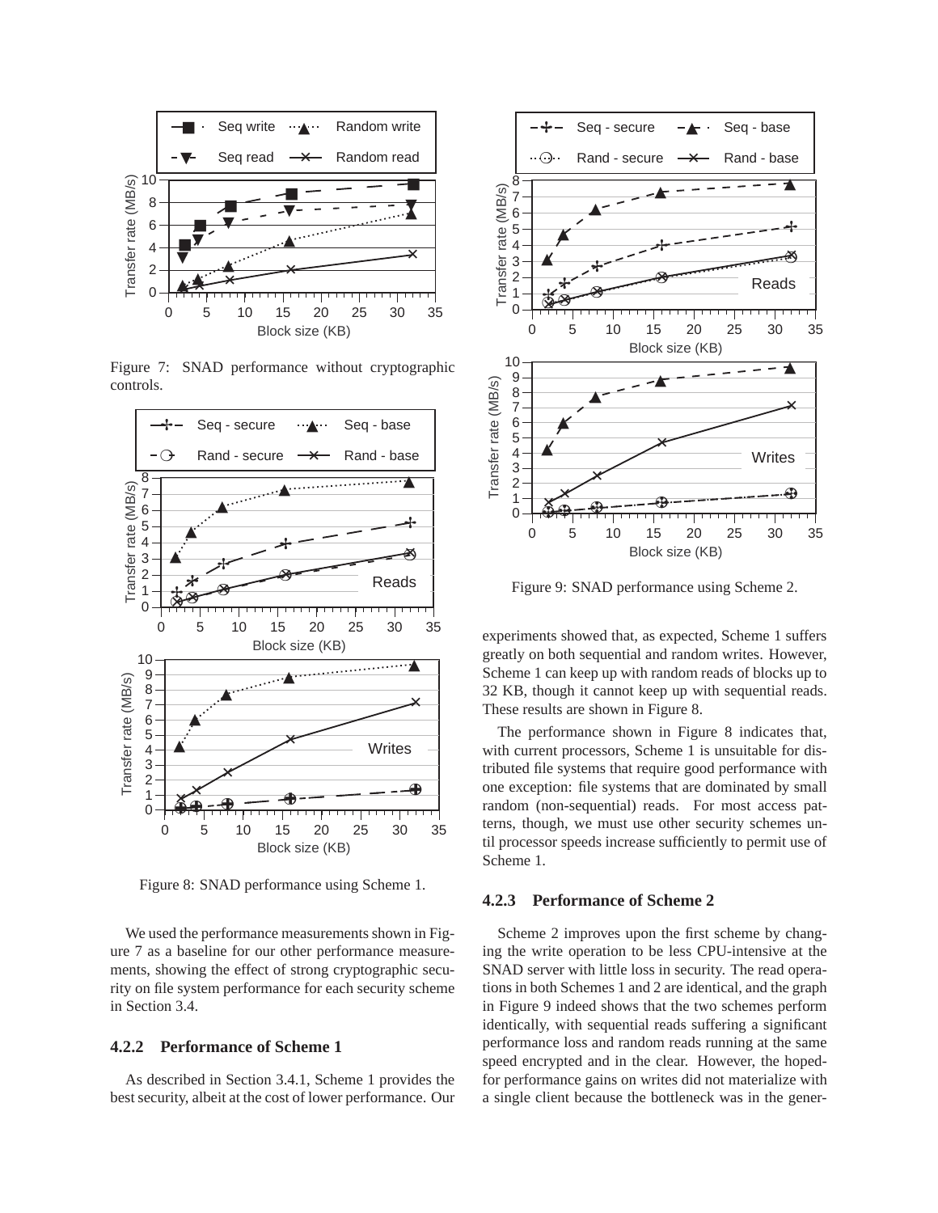Figure 7: SNAD performance without cryptographic controls.

Figure 8: SNAD performance using Scheme 1.

We used the performance measurements shown in Figure 7 as a baseline for our other performance measurements, showing the effect of strong cryptographic security on file system performance for each security scheme in Section 3.4.

### 4.2.2 Performance of Scheme 1

As described in Section 3.4.1, Scheme 1 provides the best security, albeit at the cost of lower performance. Our experiments showed that, as expected, Scheme 1 suffers greatly on both sequential and random writes. However, Scheme 1 can keep up with random reads of blocks up to 32 KB, though it cannot keep up with sequential reads. These results are shown in Figure 8.

The performance shown in Figure 8 indicates that, with current processors, Scheme 1 is unsuitable for distributed file systems that require good performance with one exception: file systems that are dominated by small random (non-sequential) reads. For most access patterns, though, we must use other security schemes until processor speeds increase sufficiently to permit use of Scheme 1.

Figure 9: SNAD performance using Scheme 2.

### 4.2.3 Performance of Scheme 2

Scheme 2 improves upon the first scheme by changing the write operation to be less CPU-intensive at the SNAD server with little loss in security. The read operations in both Schemes 1 and 2 are identical, and the graph in Figure 9 indeed shows that the two schemes perform identically, with sequential reads suffering a significant performance loss and random reads running at the same speed encrypted and in the clear. However, the hoped-for performance gains on writes did not materialize with a single client because the bottleneck was in the gener-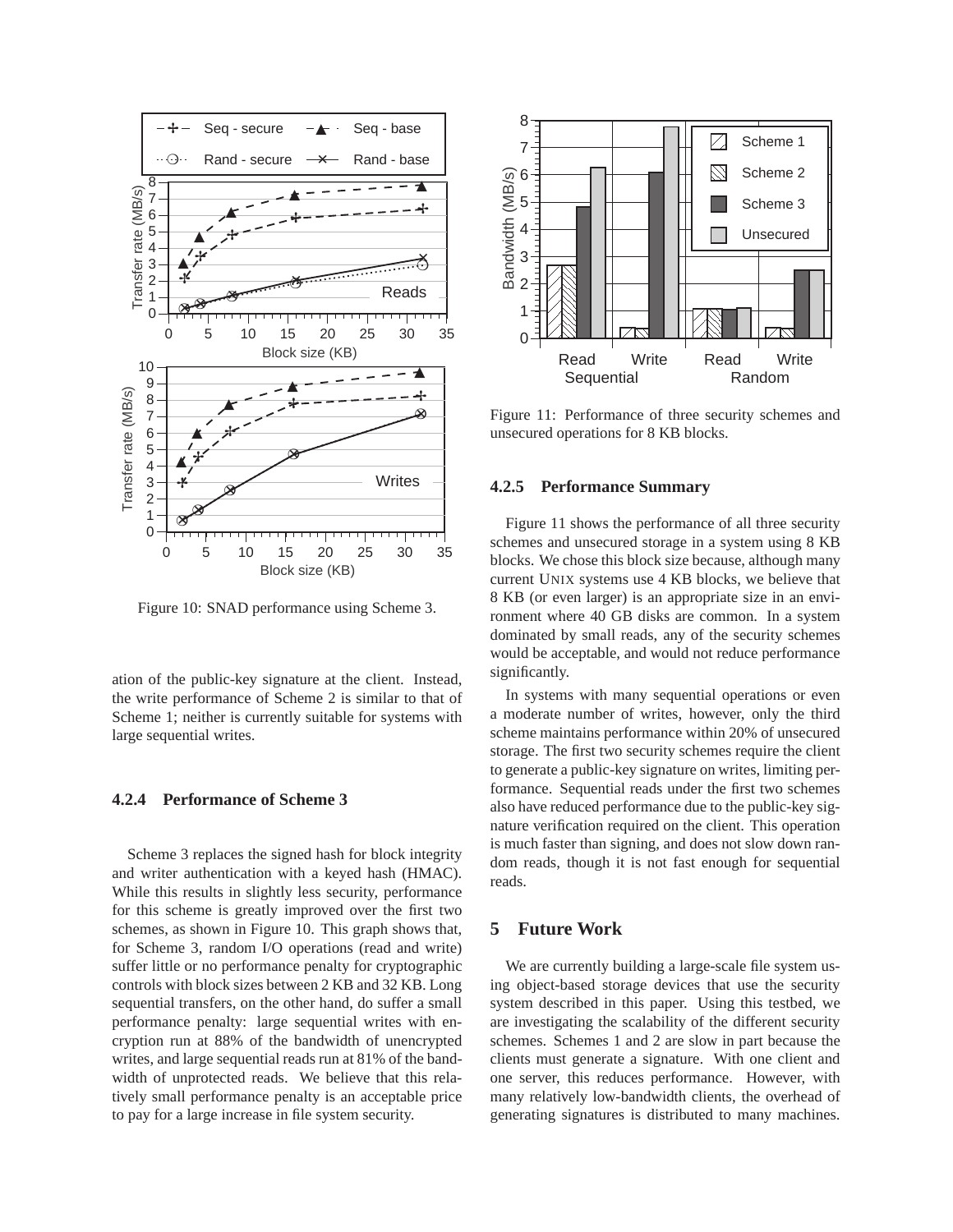Figure 10: SNAD performance using Scheme 3.

ation of the public-key signature at the client. Instead, the write performance of Scheme 2 is similar to that of Scheme 1; neither is currently suitable for systems with large sequential writes.

#### 4.2.4 Performance of Scheme 3

Scheme 3 replaces the signed hash for block integrity and writer authentication with a keyed hash (HMAC). While this results in slightly less security, performance for this scheme is greatly improved over the first two schemes, as shown in Figure 10. This graph shows that, for Scheme 3, random I/O operations (read and write) suffer little or no performance penalty for cryptographic controls with block sizes between 2 KB and 32 KB. Long sequential transfers, on the other hand, do suffer a small performance penalty: large sequential writes with encryption run at 88% of the bandwidth of unencrypted writes, and large sequential reads run at 81% of the bandwidth of unprotected reads. We believe that this relatively small performance penalty is an acceptable price to pay for a large increase in file system security.

Figure 11: Performance of three security schemes and unsecured operations for 8 KB blocks.

#### 4.2.5 Performance Summary

Figure 11 shows the performance of all three security schemes and unsecured storage in a system using 8 KB blocks. We chose this block size because, although many current UNIX systems use 4 KB blocks, we believe that 8 KB (or even larger) is an appropriate size in an environment where 40 GB disks are common. In a system dominated by small reads, any of the security schemes would be acceptable, and would not reduce performance significantly.

In systems with many sequential operations or even a moderate number of writes, however, only the third scheme maintains performance within 20% of unsecured storage. The first two security schemes require the client to generate a public-key signature on writes, limiting performance. Sequential reads under the first two schemes also have reduced performance due to the public-key signature verification required on the client. This operation is much faster than signing, and does not slow down random reads, though it is not fast enough for sequential reads.

## 5 Future Work

We are currently building a large-scale file system using object-based storage devices that use the security system described in this paper. Using this testbed, we are investigating the scalability of the different security schemes. Schemes 1 and 2 are slow in part because the clients must generate a signature. With one client and one server, this reduces performance. However, with many relatively low-bandwidth clients, the overhead of generating signatures is distributed to many machines.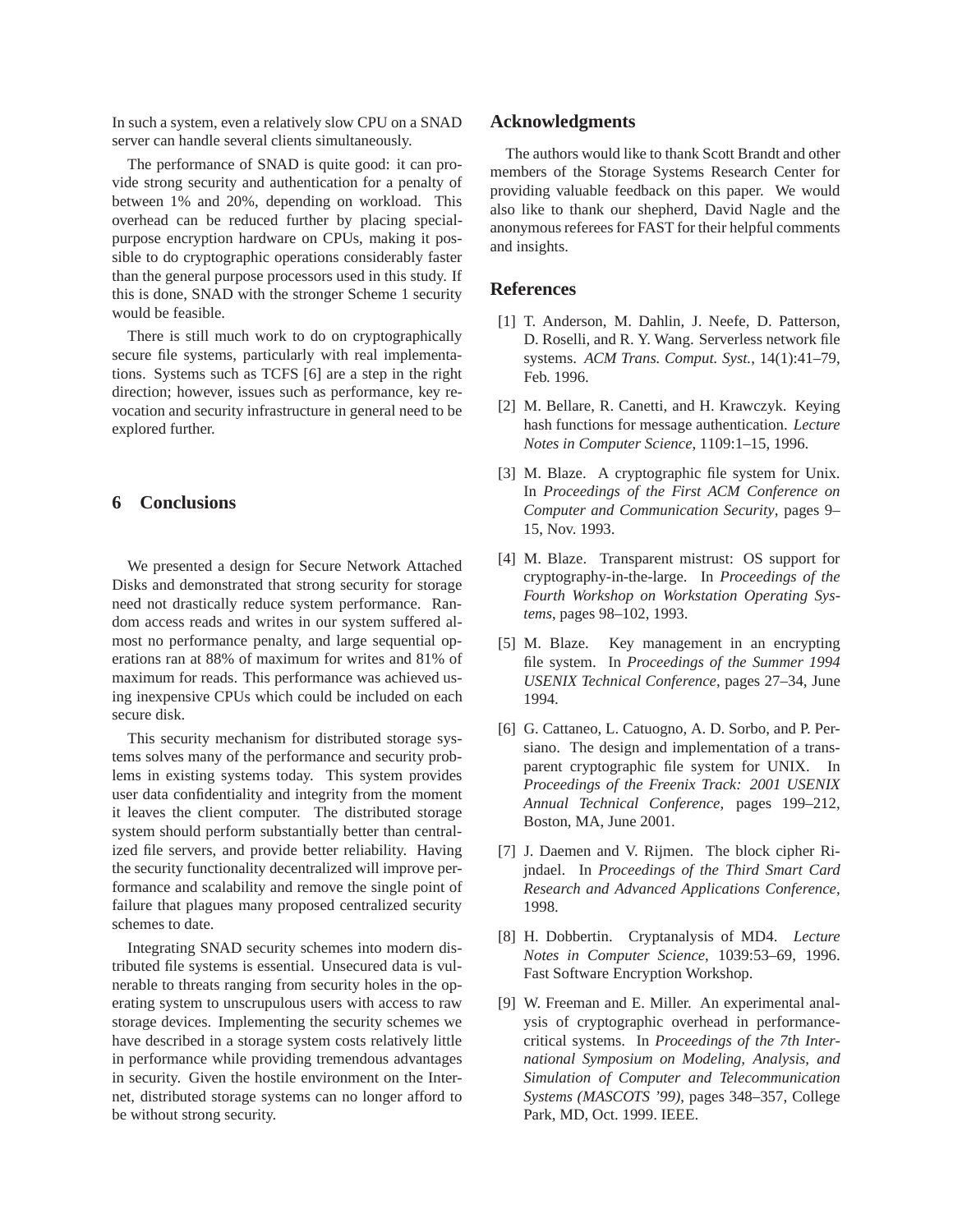In such a system, even a relatively slow CPU on a SNAD server can handle several clients simultaneously.

The performance of SNAD is quite good: it can provide strong security and authentication for a penalty of between 1% and 20%, depending on workload. This overhead can be reduced further by placing special-purpose encryption hardware on CPUs, making it possible to do cryptographic operations considerably faster than the general purpose processors used in this study. If this is done, SNAD with the stronger Scheme 1 security would be feasible.

There is still much work to do on cryptographically secure file systems, particularly with real implementations. Systems such as TCFS [6] are a step in the right direction; however, issues such as performance, key revocation and security infrastructure in general need to be explored further.

## 6 Conclusions

We presented a design for Secure Network Attached Disks and demonstrated that strong security for storage need not drastically reduce system performance. Random access reads and writes in our system suffered almost no performance penalty, and large sequential operations ran at 88% of maximum for writes and 81% of maximum for reads. This performance was achieved using inexpensive CPUs which could be included on each secure disk.

This security mechanism for distributed storage systems solves many of the performance and security problems in existing systems today. This system provides user data confidentiality and integrity from the moment it leaves the client computer. The distributed storage system should perform substantially better than centralized file servers, and provide better reliability. Having the security functionality decentralized will improve performance and scalability and remove the single point of failure that plagues many proposed centralized security schemes to date.

Integrating SNAD security schemes into modern distributed file systems is essential. Unsecured data is vulnerable to threats ranging from security holes in the operating system to unscrupulous users with access to raw storage devices. Implementing the security schemes we have described in a storage system costs relatively little in performance while providing tremendous advantages in security. Given the hostile environment on the Internet, distributed storage systems can no longer afford to be without strong security.

## Acknowledgments

The authors would like to thank Scott Brandt and other members of the Storage Systems Research Center for providing valuable feedback on this paper. We would also like to thank our shepherd, David Nagle and the anonymous referees for FAST for their helpful comments and insights.

## References

[1] T. Anderson, M. Dahlin, J. Neefe, D. Patterson, D. Roselli, and R. Y. Wang. Serverless network file systems. *ACM Trans. Comput. Syst.*, 14(1):41–79, Feb. 1996.

[2] M. Bellare, R. Canetti, and H. Krawczyk. Keying hash functions for message authentication. *Lecture Notes in Computer Science*, 1109:1–15, 1996.

[3] M. Blaze. A cryptographic file system for Unix. In *Proceedings of the First ACM Conference on Computer and Communication Security*, pages 9–15, Nov. 1993.

[4] M. Blaze. Transparent mistrust: OS support for cryptography-in-the-large. In *Proceedings of the Fourth Workshop on Workstation Operating Systems*, pages 98–102, 1993.

[5] M. Blaze. Key management in an encrypting file system. In *Proceedings of the Summer 1994 USENIX Technical Conference*, pages 27–34, June 1994.

[6] G. Cattaneo, L. Catuogno, A. D. Sorbo, and P. Persiano. The design and implementation of a transparent cryptographic file system for UNIX. In *Proceedings of the Freenix Track: 2001 USENIX Annual Technical Conference*, pages 199–212, Boston, MA, June 2001.

[7] J. Daemen and V. Rijmen. The block cipher Rijndael. In *Proceedings of the Third Smart Card Research and Advanced Applications Conference*, 1998.

[8] H. Dobbertin. Cryptanalysis of MD4. *Lecture Notes in Computer Science*, 1039:53–69, 1996. Fast Software Encryption Workshop.

[9] W. Freeman and E. Miller. An experimental analysis of cryptographic overhead in performance-critical systems. In *Proceedings of the 7th International Symposium on Modeling, Analysis, and Simulation of Computer and Telecommunication Systems (MASCOTS '99)*, pages 348–357, College Park, MD, Oct. 1999. IEEE.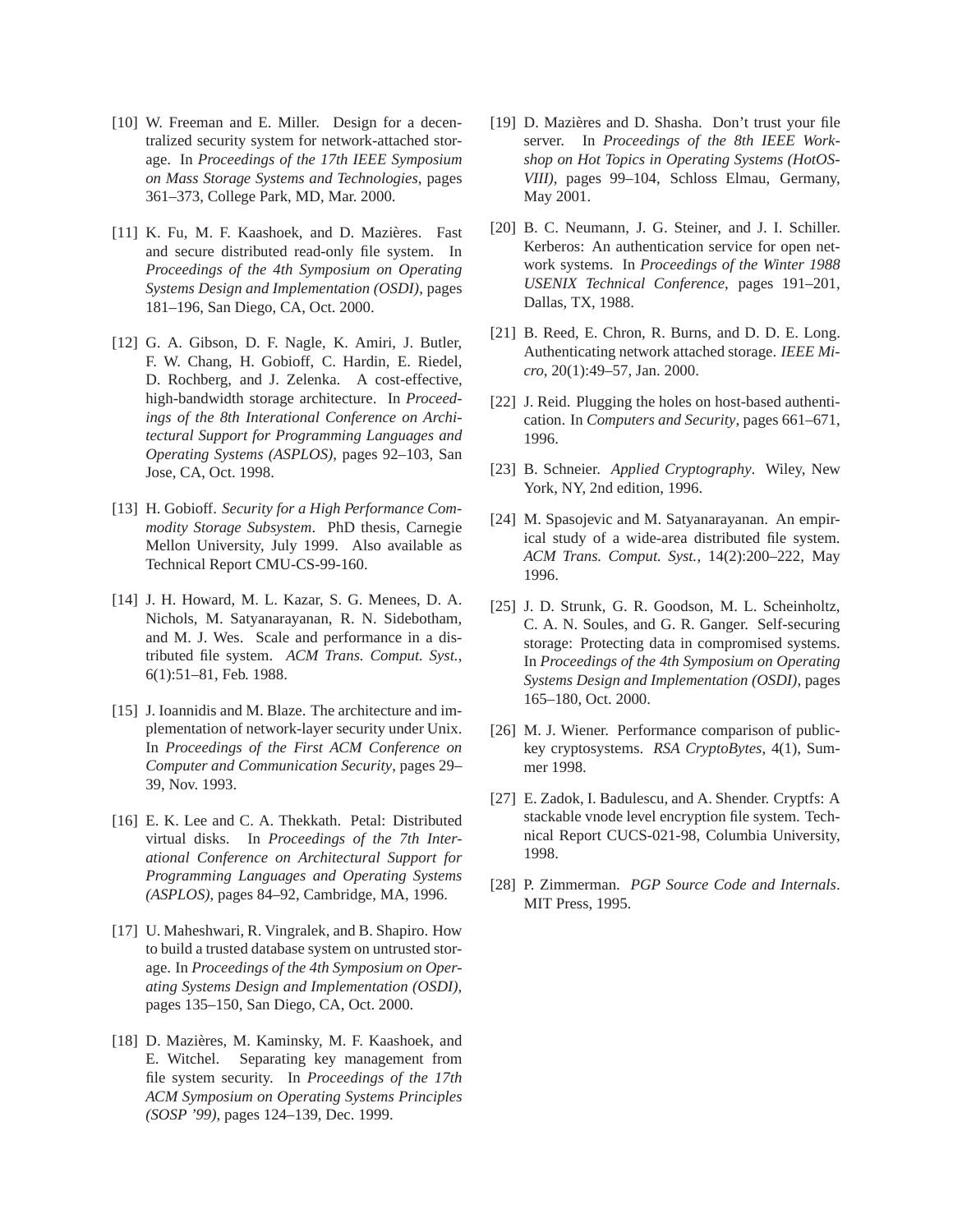[10] W. Freeman and E. Miller. Design for a decentralized security system for network-attached storage. In *Proceedings of the 17th IEEE Symposium on Mass Storage Systems and Technologies*, pages 361–373, College Park, MD, Mar. 2000.

[11] K. Fu, M. F. Kaashoek, and D. Mazières. Fast and secure distributed read-only file system. In *Proceedings of the 4th Symposium on Operating Systems Design and Implementation (OSDI)*, pages 181–196, San Diego, CA, Oct. 2000.

[12] G. A. Gibson, D. F. Nagle, K. Amiri, J. Butler, F. W. Chang, H. Gobioff, C. Hardin, E. Riedel, D. Rochberg, and J. Zelenka. A cost-effective, high-bandwidth storage architecture. In *Proceedings of the 8th Interational Conference on Architectural Support for Programming Languages and Operating Systems (ASPLOS)*, pages 92–103, San Jose, CA, Oct. 1998.

[13] H. Gobioff. *Security for a High Performance Commodity Storage Subsystem*. PhD thesis, Carnegie Mellon University, July 1999. Also available as Technical Report CMU-CS-99-160.

[14] J. H. Howard, M. L. Kazar, S. G. Menees, D. A. Nichols, M. Satyanarayanan, R. N. Sidebotham, and M. J. Wes. Scale and performance in a distributed file system. *ACM Trans. Comput. Syst.*, 6(1):51–81, Feb. 1988.

[15] J. Ioannidis and M. Blaze. The architecture and implementation of network-layer security under Unix. In *Proceedings of the First ACM Conference on Computer and Communication Security*, pages 29–39, Nov. 1993.

[16] E. K. Lee and C. A. Thekkath. Petal: Distributed virtual disks. In *Proceedings of the 7th International Conference on Architectural Support for Programming Languages and Operating Systems (ASPLOS)*, pages 84–92, Cambridge, MA, 1996.

[17] U. Maheshwari, R. Vingralek, and B. Shapiro. How to build a trusted database system on untrusted storage. In *Proceedings of the 4th Symposium on Operating Systems Design and Implementation (OSDI)*, pages 135–150, San Diego, CA, Oct. 2000.

[18] D. Mazières, M. Kaminsky, M. F. Kaashoek, and E. Witchel. Separating key management from file system security. In *Proceedings of the 17th ACM Symposium on Operating Systems Principles (SOSP '99)*, pages 124–139, Dec. 1999.

[19] D. Mazières and D. Shasha. Don't trust your file server. In *Proceedings of the 8th IEEE Workshop on Hot Topics in Operating Systems (HotOS-VIII)*, pages 99–104, Schloss Elmau, Germany, May 2001.

[20] B. C. Neumann, J. G. Steiner, and J. I. Schiller. Kerberos: An authentication service for open network systems. In *Proceedings of the Winter 1988 USENIX Technical Conference*, pages 191–201, Dallas, TX, 1988.

[21] B. Reed, E. Chron, R. Burns, and D. D. E. Long. Authenticating network attached storage. *IEEE Micro*, 20(1):49–57, Jan. 2000.

[22] J. Reid. Plugging the holes on host-based authentication. In *Computers and Security*, pages 661–671, 1996.

[23] B. Schneier. *Applied Cryptography*. Wiley, New York, NY, 2nd edition, 1996.

[24] M. Spasojevic and M. Satyanarayanan. An empirical study of a wide-area distributed file system. *ACM Trans. Comput. Syst.*, 14(2):200–222, May 1996.

[25] J. D. Strunk, G. R. Goodson, M. L. Scheinholtz, C. A. N. Soules, and G. R. Ganger. Self-securing storage: Protecting data in compromised systems. In *Proceedings of the 4th Symposium on Operating Systems Design and Implementation (OSDI)*, pages 165–180, Oct. 2000.

[26] M. J. Wiener. Performance comparison of public-key cryptosystems. *RSA CryptoBytes*, 4(1), Summer 1998.

[27] E. Zadok, I. Badulescu, and A. Shender. Cryptfs: A stackable vnode level encryption file system. Technical Report CUCS-021-98, Columbia University, 1998.

[28] P. Zimmerman. *PGP Source Code and Internals*. MIT Press, 1995.